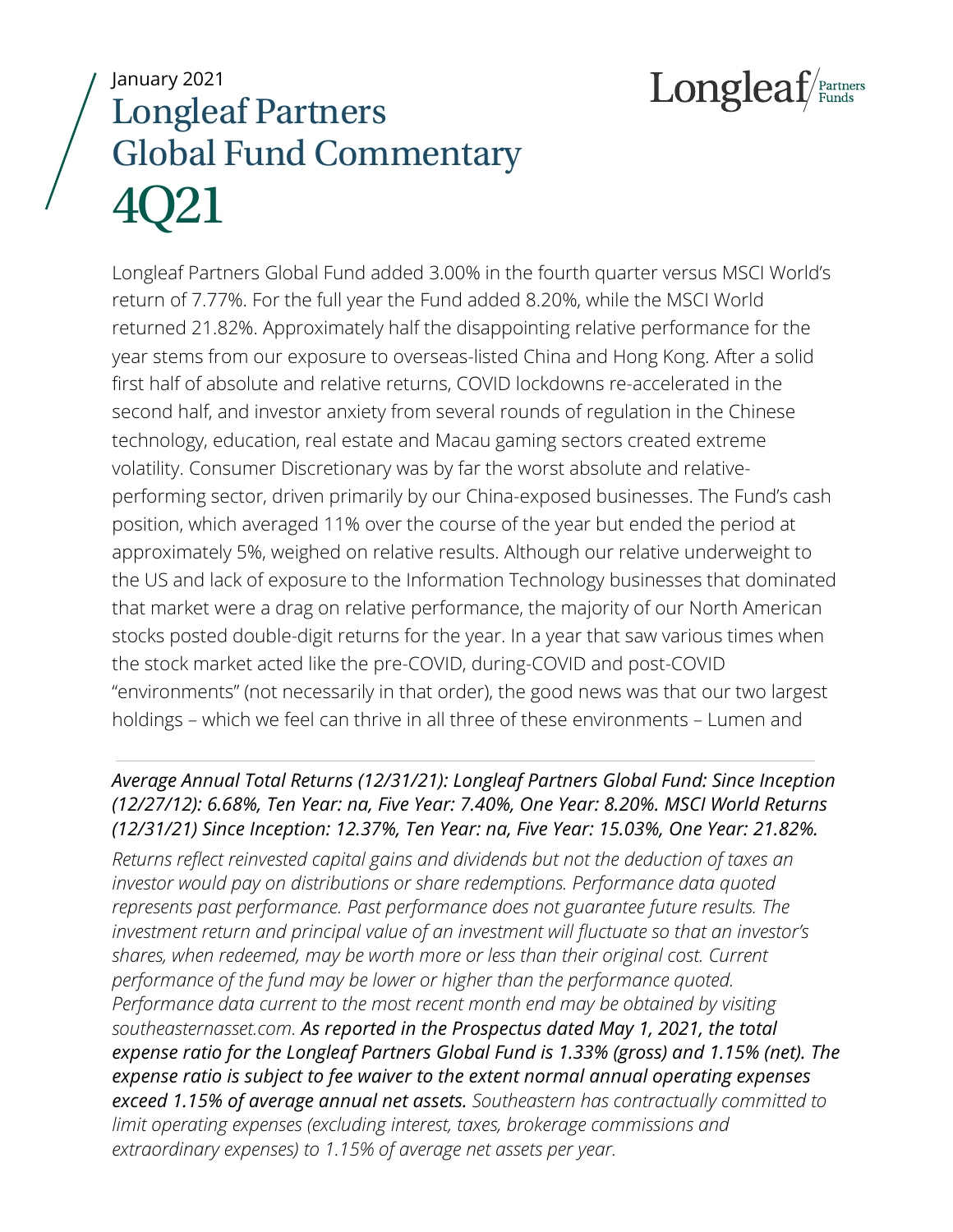January 2021

# Longleaf Partners Global Fund Commentary 4Q21

Longleaf Partners Global Fund added 3.00% in the fourth quarter versus MSCI World's return of 7.77%. For the full year the Fund added 8.20%, while the MSCI World returned 21.82%. Approximately half the disappointing relative performance for the year stems from our exposure to overseas-listed China and Hong Kong. After a solid first half of absolute and relative returns, COVID lockdowns re-accelerated in the second half, and investor anxiety from several rounds of regulation in the Chinese technology, education, real estate and Macau gaming sectors created extreme volatility. Consumer Discretionary was by far the worst absolute and relative-performing sector, driven primarily by our China-exposed businesses. The Fund's cash position, which averaged 11% over the course of the year but ended the period at approximately 5%, weighed on relative results. Although our relative underweight to the US and lack of exposure to the Information Technology businesses that dominated that market were a drag on relative performance, the majority of our North American stocks posted double-digit returns for the year. In a year that saw various times when the stock market acted like the pre-COVID, during-COVID and post-COVID "environments" (not necessarily in that order), the good news was that our two largest holdings – which we feel can thrive in all three of these environments – Lumen and

***Average Annual Total Returns (12/31/21): Longleaf Partners Global Fund: Since Inception (12/27/12): 6.68%, Ten Year: na, Five Year: 7.40%, One Year: 8.20%. MSCI World Returns (12/31/21) Since Inception: 12.37%, Ten Year: na, Five Year: 15.03%, One Year: 21.82%.***

*Returns reflect reinvested capital gains and dividends but not the deduction of taxes an investor would pay on distributions or share redemptions. Performance data quoted represents past performance. Past performance does not guarantee future results. The investment return and principal value of an investment will fluctuate so that an investor's shares, when redeemed, may be worth more or less than their original cost. Current performance of the fund may be lower or higher than the performance quoted. Performance data current to the most recent month end may be obtained by visiting southeasternasset.com.* ***As reported in the Prospectus dated May 1, 2021, the total expense ratio for the Longleaf Partners Global Fund is 1.33% (gross) and 1.15% (net). The expense ratio is subject to fee waiver to the extent normal annual operating expenses exceed 1.15% of average annual net assets.*** *Southeastern has contractually committed to limit operating expenses (excluding interest, taxes, brokerage commissions and extraordinary expenses) to 1.15% of average net assets per year.*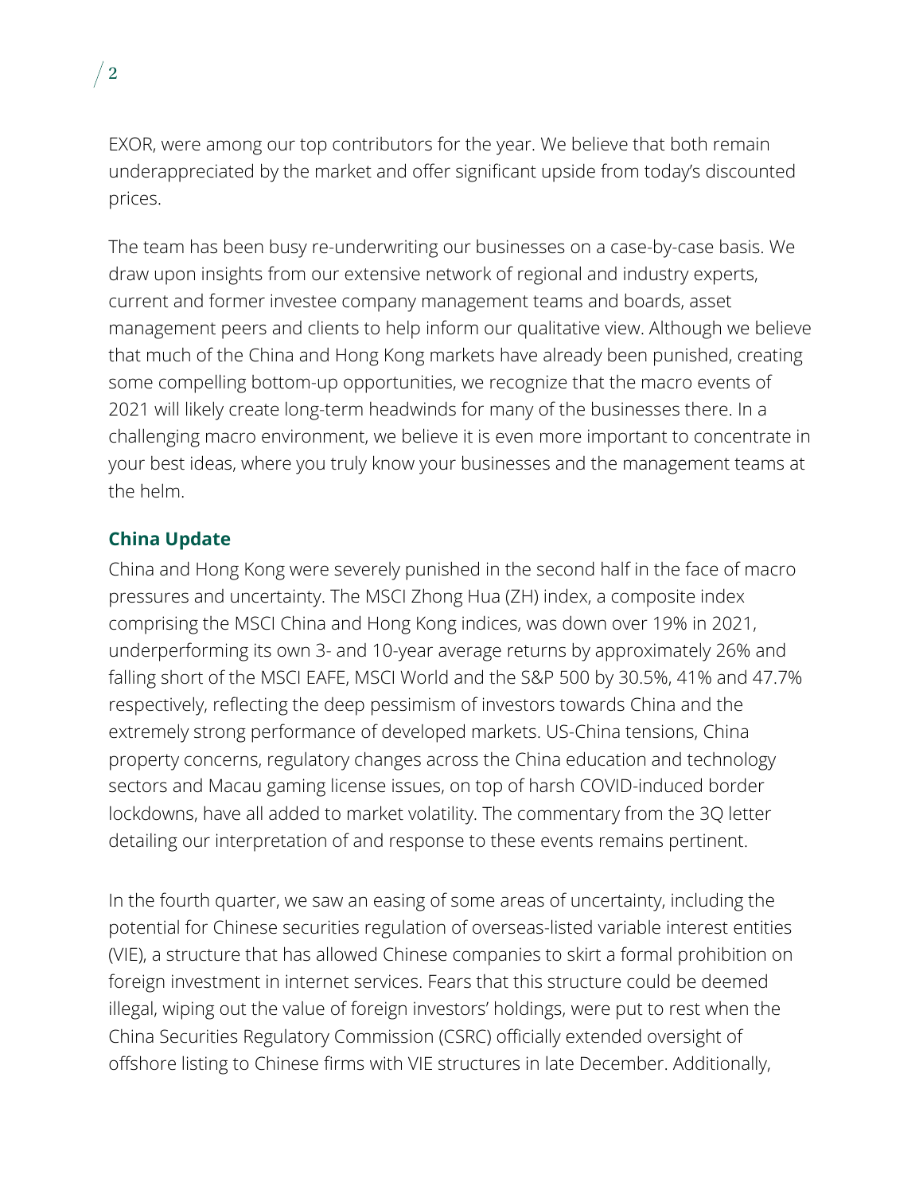EXOR, were among our top contributors for the year. We believe that both remain underappreciated by the market and offer significant upside from today's discounted prices.

The team has been busy re-underwriting our businesses on a case-by-case basis. We draw upon insights from our extensive network of regional and industry experts, current and former investee company management teams and boards, asset management peers and clients to help inform our qualitative view. Although we believe that much of the China and Hong Kong markets have already been punished, creating some compelling bottom-up opportunities, we recognize that the macro events of 2021 will likely create long-term headwinds for many of the businesses there. In a challenging macro environment, we believe it is even more important to concentrate in your best ideas, where you truly know your businesses and the management teams at the helm.

## China Update

China and Hong Kong were severely punished in the second half in the face of macro pressures and uncertainty. The MSCI Zhong Hua (ZH) index, a composite index comprising the MSCI China and Hong Kong indices, was down over 19% in 2021, underperforming its own 3- and 10-year average returns by approximately 26% and falling short of the MSCI EAFE, MSCI World and the S&P 500 by 30.5%, 41% and 47.7% respectively, reflecting the deep pessimism of investors towards China and the extremely strong performance of developed markets. US-China tensions, China property concerns, regulatory changes across the China education and technology sectors and Macau gaming license issues, on top of harsh COVID-induced border lockdowns, have all added to market volatility. The commentary from the 3Q letter detailing our interpretation of and response to these events remains pertinent.

In the fourth quarter, we saw an easing of some areas of uncertainty, including the potential for Chinese securities regulation of overseas-listed variable interest entities (VIE), a structure that has allowed Chinese companies to skirt a formal prohibition on foreign investment in internet services. Fears that this structure could be deemed illegal, wiping out the value of foreign investors' holdings, were put to rest when the China Securities Regulatory Commission (CSRC) officially extended oversight of offshore listing to Chinese firms with VIE structures in late December. Additionally,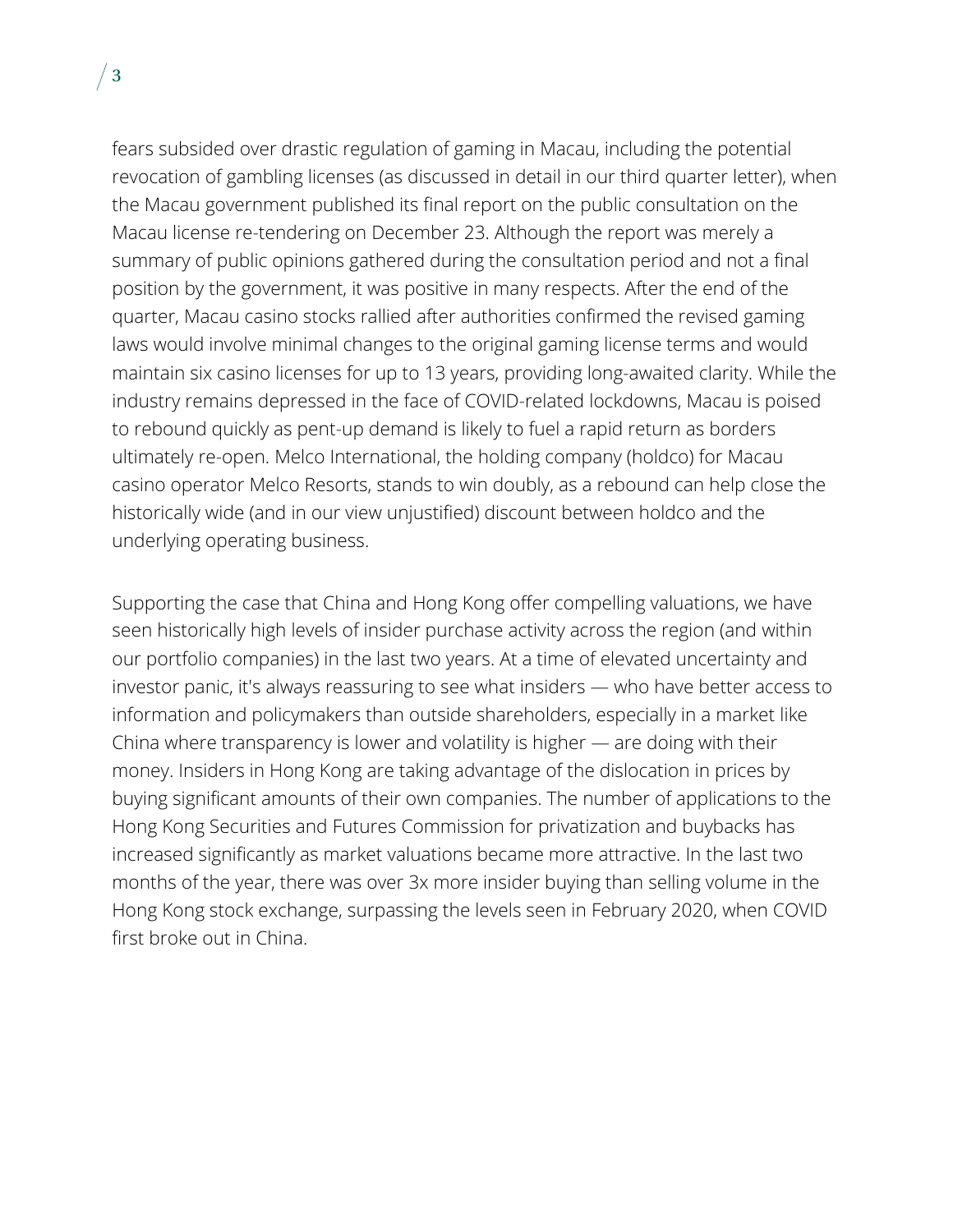fears subsided over drastic regulation of gaming in Macau, including the potential revocation of gambling licenses (as discussed in detail in our third quarter letter), when the Macau government published its final report on the public consultation on the Macau license re-tendering on December 23. Although the report was merely a summary of public opinions gathered during the consultation period and not a final position by the government, it was positive in many respects. After the end of the quarter, Macau casino stocks rallied after authorities confirmed the revised gaming laws would involve minimal changes to the original gaming license terms and would maintain six casino licenses for up to 13 years, providing long-awaited clarity. While the industry remains depressed in the face of COVID-related lockdowns, Macau is poised to rebound quickly as pent-up demand is likely to fuel a rapid return as borders ultimately re-open. Melco International, the holding company (holdco) for Macau casino operator Melco Resorts, stands to win doubly, as a rebound can help close the historically wide (and in our view unjustified) discount between holdco and the underlying operating business.

Supporting the case that China and Hong Kong offer compelling valuations, we have seen historically high levels of insider purchase activity across the region (and within our portfolio companies) in the last two years. At a time of elevated uncertainty and investor panic, it's always reassuring to see what insiders — who have better access to information and policymakers than outside shareholders, especially in a market like China where transparency is lower and volatility is higher — are doing with their money. Insiders in Hong Kong are taking advantage of the dislocation in prices by buying significant amounts of their own companies. The number of applications to the Hong Kong Securities and Futures Commission for privatization and buybacks has increased significantly as market valuations became more attractive. In the last two months of the year, there was over 3x more insider buying than selling volume in the Hong Kong stock exchange, surpassing the levels seen in February 2020, when COVID first broke out in China.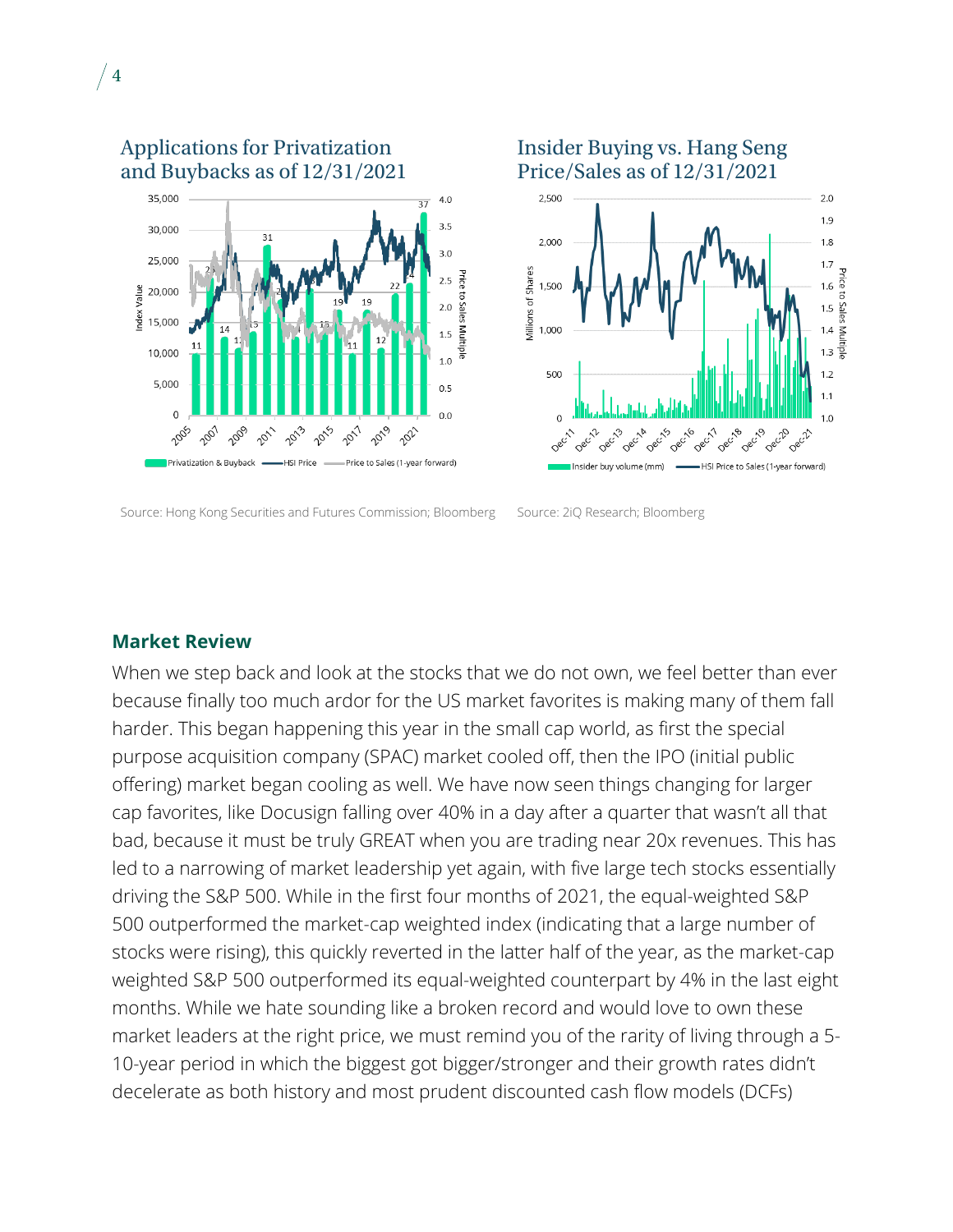## Applications for Privatization and Buybacks as of 12/31/2021

Source: Hong Kong Securities and Futures Commission; Bloomberg

## Insider Buying vs. Hang Seng Price/Sales as of 12/31/2021

Source: 2iQ Research; Bloomberg

## Market Review

When we step back and look at the stocks that we do not own, we feel better than ever because finally too much ardor for the US market favorites is making many of them fall harder. This began happening this year in the small cap world, as first the special purpose acquisition company (SPAC) market cooled off, then the IPO (initial public offering) market began cooling as well. We have now seen things changing for larger cap favorites, like Docusign falling over 40% in a day after a quarter that wasn't all that bad, because it must be truly GREAT when you are trading near 20x revenues. This has led to a narrowing of market leadership yet again, with five large tech stocks essentially driving the S&P 500. While in the first four months of 2021, the equal-weighted S&P 500 outperformed the market-cap weighted index (indicating that a large number of stocks were rising), this quickly reverted in the latter half of the year, as the market-cap weighted S&P 500 outperformed its equal-weighted counterpart by 4% in the last eight months. While we hate sounding like a broken record and would love to own these market leaders at the right price, we must remind you of the rarity of living through a 5-10-year period in which the biggest got bigger/stronger and their growth rates didn't decelerate as both history and most prudent discounted cash flow models (DCFs)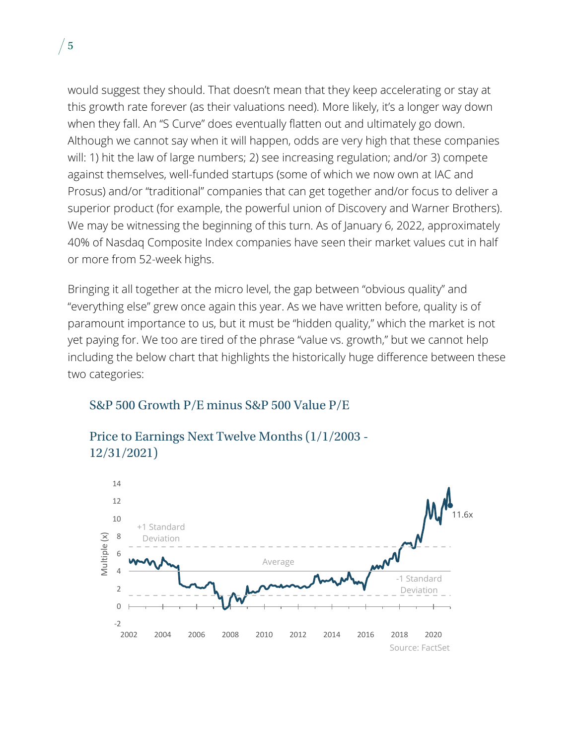would suggest they should. That doesn't mean that they keep accelerating or stay at this growth rate forever (as their valuations need). More likely, it's a longer way down when they fall. An "S Curve" does eventually flatten out and ultimately go down. Although we cannot say when it will happen, odds are very high that these companies will: 1) hit the law of large numbers; 2) see increasing regulation; and/or 3) compete against themselves, well-funded startups (some of which we now own at IAC and Prosus) and/or "traditional" companies that can get together and/or focus to deliver a superior product (for example, the powerful union of Discovery and Warner Brothers). We may be witnessing the beginning of this turn. As of January 6, 2022, approximately 40% of Nasdaq Composite Index companies have seen their market values cut in half or more from 52-week highs.

Bringing it all together at the micro level, the gap between "obvious quality" and "everything else" grew once again this year. As we have written before, quality is of paramount importance to us, but it must be "hidden quality," which the market is not yet paying for. We too are tired of the phrase "value vs. growth," but we cannot help including the below chart that highlights the historically huge difference between these two categories:

### S&P 500 Growth P/E minus S&P 500 Value P/E

### Price to Earnings Next Twelve Months (1/1/2003 - 12/31/2021)

Source: FactSet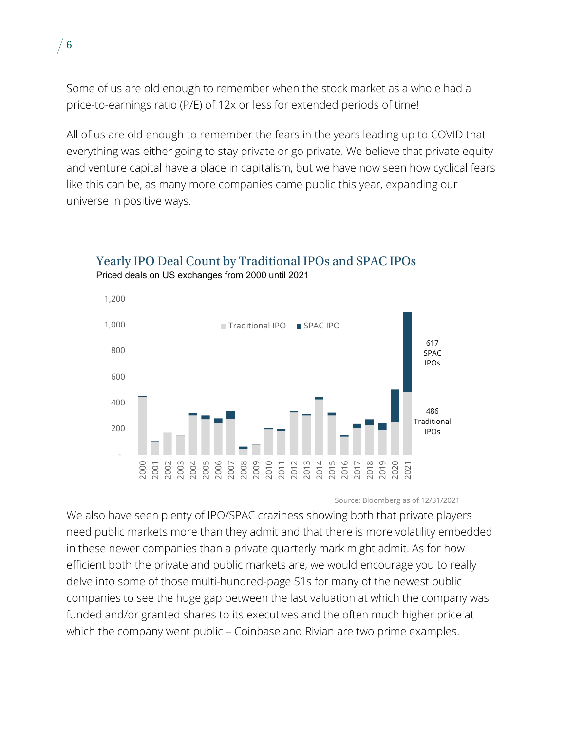Some of us are old enough to remember when the stock market as a whole had a price-to-earnings ratio (P/E) of 12x or less for extended periods of time!

All of us are old enough to remember the fears in the years leading up to COVID that everything was either going to stay private or go private. We believe that private equity and venture capital have a place in capitalism, but we have now seen how cyclical fears like this can be, as many more companies came public this year, expanding our universe in positive ways.

## Yearly IPO Deal Count by Traditional IPOs and SPAC IPOs

Priced deals on US exchanges from 2000 until 2021

Traditional IPO ■ SPAC IPO

617 SPAC IPOs

486 Traditional IPOs

Source: Bloomberg as of 12/31/2021

We also have seen plenty of IPO/SPAC craziness showing both that private players need public markets more than they admit and that there is more volatility embedded in these newer companies than a private quarterly mark might admit. As for how efficient both the private and public markets are, we would encourage you to really delve into some of those multi-hundred-page S1s for many of the newest public companies to see the huge gap between the last valuation at which the company was funded and/or granted shares to its executives and the often much higher price at which the company went public – Coinbase and Rivian are two prime examples.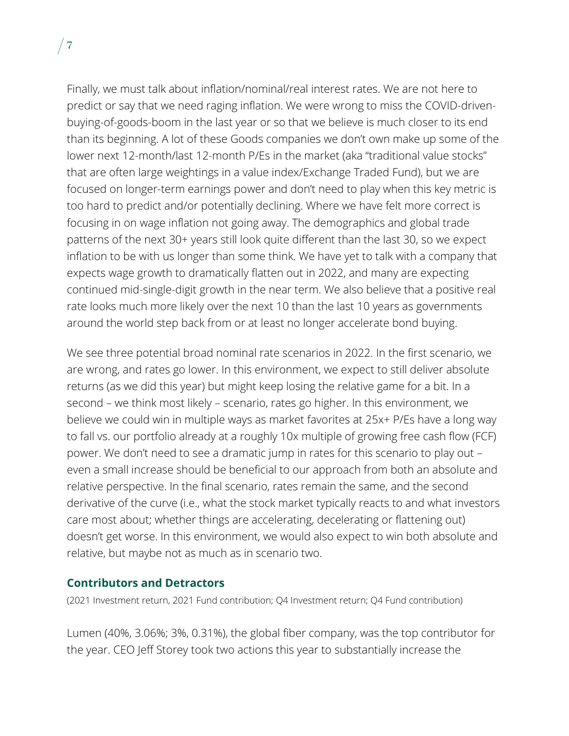Finally, we must talk about inflation/nominal/real interest rates. We are not here to predict or say that we need raging inflation. We were wrong to miss the COVID-driven-buying-of-goods-boom in the last year or so that we believe is much closer to its end than its beginning. A lot of these Goods companies we don't own make up some of the lower next 12-month/last 12-month P/Es in the market (aka "traditional value stocks" that are often large weightings in a value index/Exchange Traded Fund), but we are focused on longer-term earnings power and don't need to play when this key metric is too hard to predict and/or potentially declining. Where we have felt more correct is focusing in on wage inflation not going away. The demographics and global trade patterns of the next 30+ years still look quite different than the last 30, so we expect inflation to be with us longer than some think. We have yet to talk with a company that expects wage growth to dramatically flatten out in 2022, and many are expecting continued mid-single-digit growth in the near term. We also believe that a positive real rate looks much more likely over the next 10 than the last 10 years as governments around the world step back from or at least no longer accelerate bond buying.

We see three potential broad nominal rate scenarios in 2022. In the first scenario, we are wrong, and rates go lower. In this environment, we expect to still deliver absolute returns (as we did this year) but might keep losing the relative game for a bit. In a second – we think most likely – scenario, rates go higher. In this environment, we believe we could win in multiple ways as market favorites at 25x+ P/Es have a long way to fall vs. our portfolio already at a roughly 10x multiple of growing free cash flow (FCF) power. We don't need to see a dramatic jump in rates for this scenario to play out – even a small increase should be beneficial to our approach from both an absolute and relative perspective. In the final scenario, rates remain the same, and the second derivative of the curve (i.e., what the stock market typically reacts to and what investors care most about; whether things are accelerating, decelerating or flattening out) doesn't get worse. In this environment, we would also expect to win both absolute and relative, but maybe not as much as in scenario two.

## Contributors and Detractors

(2021 Investment return, 2021 Fund contribution; Q4 Investment return; Q4 Fund contribution)

Lumen (40%, 3.06%; 3%, 0.31%), the global fiber company, was the top contributor for the year. CEO Jeff Storey took two actions this year to substantially increase the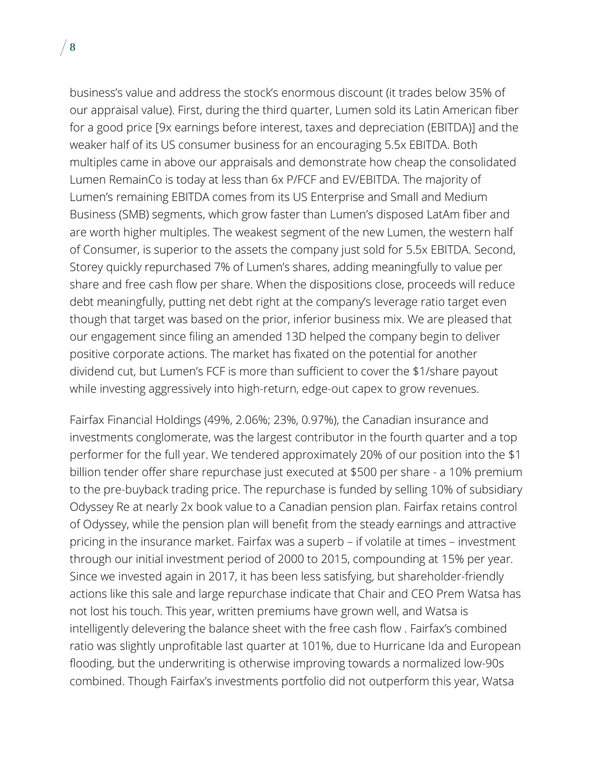business's value and address the stock's enormous discount (it trades below 35% of our appraisal value). First, during the third quarter, Lumen sold its Latin American fiber for a good price [9x earnings before interest, taxes and depreciation (EBITDA)] and the weaker half of its US consumer business for an encouraging 5.5x EBITDA. Both multiples came in above our appraisals and demonstrate how cheap the consolidated Lumen RemainCo is today at less than 6x P/FCF and EV/EBITDA. The majority of Lumen's remaining EBITDA comes from its US Enterprise and Small and Medium Business (SMB) segments, which grow faster than Lumen's disposed LatAm fiber and are worth higher multiples. The weakest segment of the new Lumen, the western half of Consumer, is superior to the assets the company just sold for 5.5x EBITDA. Second, Storey quickly repurchased 7% of Lumen's shares, adding meaningfully to value per share and free cash flow per share. When the dispositions close, proceeds will reduce debt meaningfully, putting net debt right at the company's leverage ratio target even though that target was based on the prior, inferior business mix. We are pleased that our engagement since filing an amended 13D helped the company begin to deliver positive corporate actions. The market has fixated on the potential for another dividend cut, but Lumen's FCF is more than sufficient to cover the $1/share payout while investing aggressively into high-return, edge-out capex to grow revenues.

Fairfax Financial Holdings (49%, 2.06%; 23%, 0.97%), the Canadian insurance and investments conglomerate, was the largest contributor in the fourth quarter and a top performer for the full year. We tendered approximately 20% of our position into the $1 billion tender offer share repurchase just executed at $500 per share - a 10% premium to the pre-buyback trading price. The repurchase is funded by selling 10% of subsidiary Odyssey Re at nearly 2x book value to a Canadian pension plan. Fairfax retains control of Odyssey, while the pension plan will benefit from the steady earnings and attractive pricing in the insurance market. Fairfax was a superb – if volatile at times – investment through our initial investment period of 2000 to 2015, compounding at 15% per year. Since we invested again in 2017, it has been less satisfying, but shareholder-friendly actions like this sale and large repurchase indicate that Chair and CEO Prem Watsa has not lost his touch. This year, written premiums have grown well, and Watsa is intelligently delevering the balance sheet with the free cash flow . Fairfax's combined ratio was slightly unprofitable last quarter at 101%, due to Hurricane Ida and European flooding, but the underwriting is otherwise improving towards a normalized low-90s combined. Though Fairfax's investments portfolio did not outperform this year, Watsa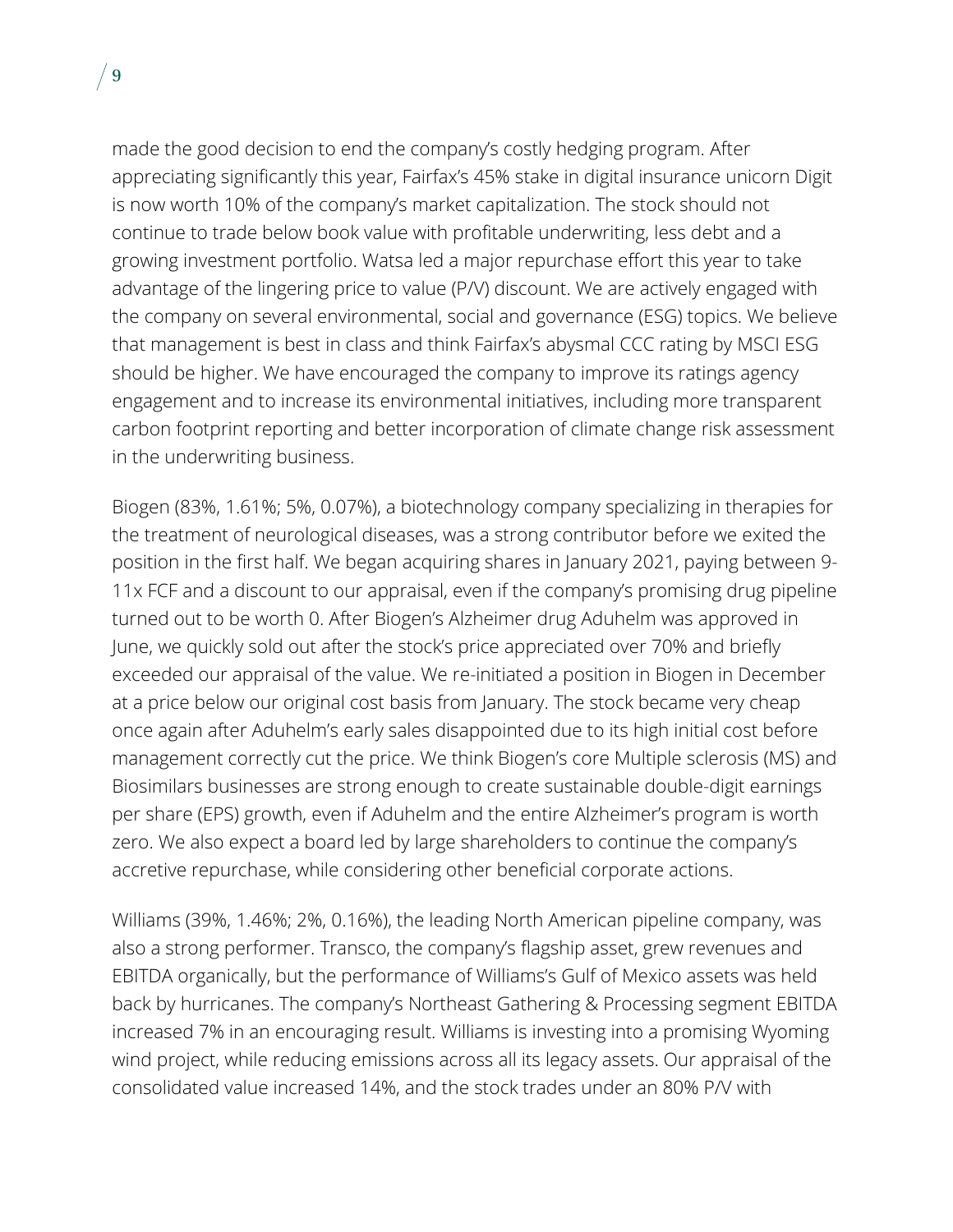made the good decision to end the company's costly hedging program. After appreciating significantly this year, Fairfax's 45% stake in digital insurance unicorn Digit is now worth 10% of the company's market capitalization. The stock should not continue to trade below book value with profitable underwriting, less debt and a growing investment portfolio. Watsa led a major repurchase effort this year to take advantage of the lingering price to value (P/V) discount. We are actively engaged with the company on several environmental, social and governance (ESG) topics. We believe that management is best in class and think Fairfax's abysmal CCC rating by MSCI ESG should be higher. We have encouraged the company to improve its ratings agency engagement and to increase its environmental initiatives, including more transparent carbon footprint reporting and better incorporation of climate change risk assessment in the underwriting business.

Biogen (83%, 1.61%; 5%, 0.07%), a biotechnology company specializing in therapies for the treatment of neurological diseases, was a strong contributor before we exited the position in the first half. We began acquiring shares in January 2021, paying between 9-11x FCF and a discount to our appraisal, even if the company's promising drug pipeline turned out to be worth 0. After Biogen's Alzheimer drug Aduhelm was approved in June, we quickly sold out after the stock's price appreciated over 70% and briefly exceeded our appraisal of the value. We re-initiated a position in Biogen in December at a price below our original cost basis from January. The stock became very cheap once again after Aduhelm's early sales disappointed due to its high initial cost before management correctly cut the price. We think Biogen's core Multiple sclerosis (MS) and Biosimilars businesses are strong enough to create sustainable double-digit earnings per share (EPS) growth, even if Aduhelm and the entire Alzheimer's program is worth zero. We also expect a board led by large shareholders to continue the company's accretive repurchase, while considering other beneficial corporate actions.

Williams (39%, 1.46%; 2%, 0.16%), the leading North American pipeline company, was also a strong performer. Transco, the company's flagship asset, grew revenues and EBITDA organically, but the performance of Williams's Gulf of Mexico assets was held back by hurricanes. The company's Northeast Gathering & Processing segment EBITDA increased 7% in an encouraging result. Williams is investing into a promising Wyoming wind project, while reducing emissions across all its legacy assets. Our appraisal of the consolidated value increased 14%, and the stock trades under an 80% P/V with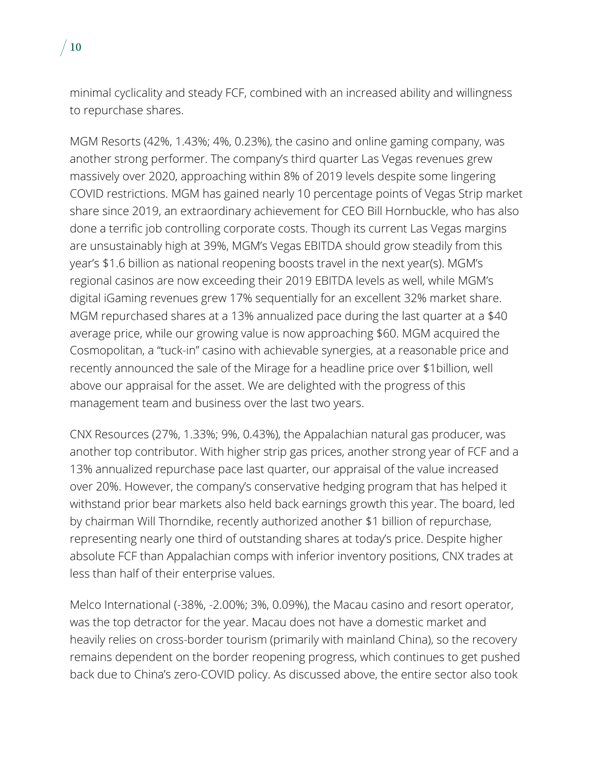minimal cyclicality and steady FCF, combined with an increased ability and willingness to repurchase shares.

MGM Resorts (42%, 1.43%; 4%, 0.23%), the casino and online gaming company, was another strong performer. The company's third quarter Las Vegas revenues grew massively over 2020, approaching within 8% of 2019 levels despite some lingering COVID restrictions. MGM has gained nearly 10 percentage points of Vegas Strip market share since 2019, an extraordinary achievement for CEO Bill Hornbuckle, who has also done a terrific job controlling corporate costs. Though its current Las Vegas margins are unsustainably high at 39%, MGM's Vegas EBITDA should grow steadily from this year's $1.6 billion as national reopening boosts travel in the next year(s). MGM's regional casinos are now exceeding their 2019 EBITDA levels as well, while MGM's digital iGaming revenues grew 17% sequentially for an excellent 32% market share. MGM repurchased shares at a 13% annualized pace during the last quarter at a $40 average price, while our growing value is now approaching $60. MGM acquired the Cosmopolitan, a "tuck-in" casino with achievable synergies, at a reasonable price and recently announced the sale of the Mirage for a headline price over $1billion, well above our appraisal for the asset. We are delighted with the progress of this management team and business over the last two years.

CNX Resources (27%, 1.33%; 9%, 0.43%), the Appalachian natural gas producer, was another top contributor. With higher strip gas prices, another strong year of FCF and a 13% annualized repurchase pace last quarter, our appraisal of the value increased over 20%. However, the company's conservative hedging program that has helped it withstand prior bear markets also held back earnings growth this year. The board, led by chairman Will Thorndike, recently authorized another $1 billion of repurchase, representing nearly one third of outstanding shares at today's price. Despite higher absolute FCF than Appalachian comps with inferior inventory positions, CNX trades at less than half of their enterprise values.

Melco International (-38%, -2.00%; 3%, 0.09%), the Macau casino and resort operator, was the top detractor for the year. Macau does not have a domestic market and heavily relies on cross-border tourism (primarily with mainland China), so the recovery remains dependent on the border reopening progress, which continues to get pushed back due to China's zero-COVID policy. As discussed above, the entire sector also took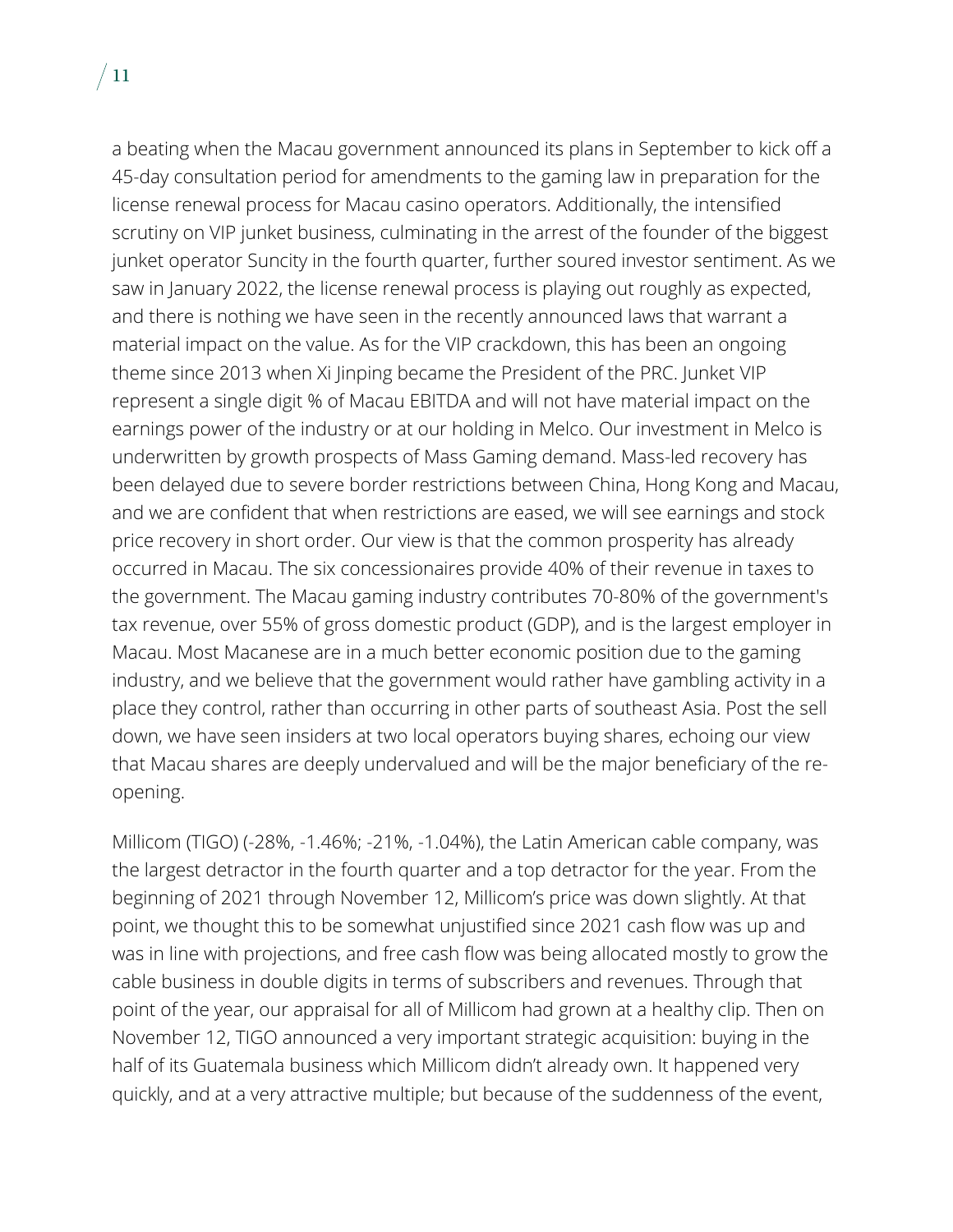a beating when the Macau government announced its plans in September to kick off a 45-day consultation period for amendments to the gaming law in preparation for the license renewal process for Macau casino operators. Additionally, the intensified scrutiny on VIP junket business, culminating in the arrest of the founder of the biggest junket operator Suncity in the fourth quarter, further soured investor sentiment. As we saw in January 2022, the license renewal process is playing out roughly as expected, and there is nothing we have seen in the recently announced laws that warrant a material impact on the value. As for the VIP crackdown, this has been an ongoing theme since 2013 when Xi Jinping became the President of the PRC. Junket VIP represent a single digit % of Macau EBITDA and will not have material impact on the earnings power of the industry or at our holding in Melco. Our investment in Melco is underwritten by growth prospects of Mass Gaming demand. Mass-led recovery has been delayed due to severe border restrictions between China, Hong Kong and Macau, and we are confident that when restrictions are eased, we will see earnings and stock price recovery in short order. Our view is that the common prosperity has already occurred in Macau. The six concessionaires provide 40% of their revenue in taxes to the government. The Macau gaming industry contributes 70-80% of the government's tax revenue, over 55% of gross domestic product (GDP), and is the largest employer in Macau. Most Macanese are in a much better economic position due to the gaming industry, and we believe that the government would rather have gambling activity in a place they control, rather than occurring in other parts of southeast Asia. Post the sell down, we have seen insiders at two local operators buying shares, echoing our view that Macau shares are deeply undervalued and will be the major beneficiary of the re-opening.

Millicom (TIGO) (-28%, -1.46%; -21%, -1.04%), the Latin American cable company, was the largest detractor in the fourth quarter and a top detractor for the year. From the beginning of 2021 through November 12, Millicom's price was down slightly. At that point, we thought this to be somewhat unjustified since 2021 cash flow was up and was in line with projections, and free cash flow was being allocated mostly to grow the cable business in double digits in terms of subscribers and revenues. Through that point of the year, our appraisal for all of Millicom had grown at a healthy clip. Then on November 12, TIGO announced a very important strategic acquisition: buying in the half of its Guatemala business which Millicom didn't already own. It happened very quickly, and at a very attractive multiple; but because of the suddenness of the event,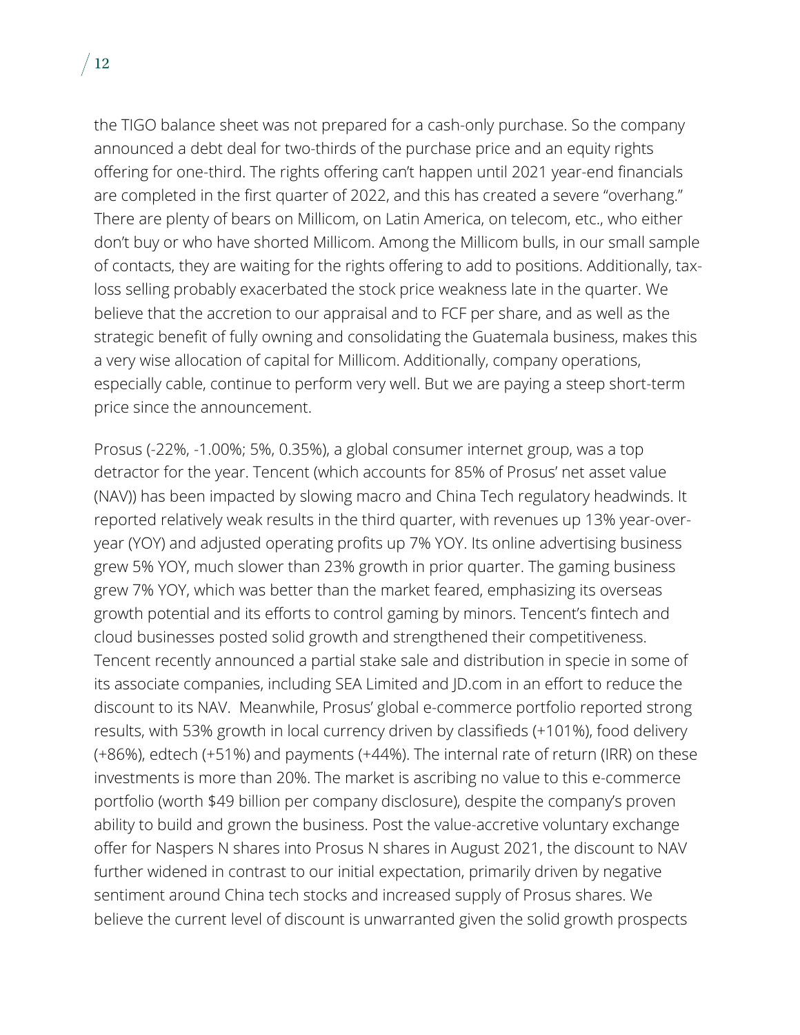the TIGO balance sheet was not prepared for a cash-only purchase. So the company announced a debt deal for two-thirds of the purchase price and an equity rights offering for one-third. The rights offering can't happen until 2021 year-end financials are completed in the first quarter of 2022, and this has created a severe "overhang." There are plenty of bears on Millicom, on Latin America, on telecom, etc., who either don't buy or who have shorted Millicom. Among the Millicom bulls, in our small sample of contacts, they are waiting for the rights offering to add to positions. Additionally, tax-loss selling probably exacerbated the stock price weakness late in the quarter. We believe that the accretion to our appraisal and to FCF per share, and as well as the strategic benefit of fully owning and consolidating the Guatemala business, makes this a very wise allocation of capital for Millicom. Additionally, company operations, especially cable, continue to perform very well. But we are paying a steep short-term price since the announcement.

Prosus (-22%, -1.00%; 5%, 0.35%), a global consumer internet group, was a top detractor for the year. Tencent (which accounts for 85% of Prosus' net asset value (NAV)) has been impacted by slowing macro and China Tech regulatory headwinds. It reported relatively weak results in the third quarter, with revenues up 13% year-over-year (YOY) and adjusted operating profits up 7% YOY. Its online advertising business grew 5% YOY, much slower than 23% growth in prior quarter. The gaming business grew 7% YOY, which was better than the market feared, emphasizing its overseas growth potential and its efforts to control gaming by minors. Tencent's fintech and cloud businesses posted solid growth and strengthened their competitiveness. Tencent recently announced a partial stake sale and distribution in specie in some of its associate companies, including SEA Limited and JD.com in an effort to reduce the discount to its NAV. Meanwhile, Prosus' global e-commerce portfolio reported strong results, with 53% growth in local currency driven by classifieds (+101%), food delivery (+86%), edtech (+51%) and payments (+44%). The internal rate of return (IRR) on these investments is more than 20%. The market is ascribing no value to this e-commerce portfolio (worth \$49 billion per company disclosure), despite the company's proven ability to build and grown the business. Post the value-accretive voluntary exchange offer for Naspers N shares into Prosus N shares in August 2021, the discount to NAV further widened in contrast to our initial expectation, primarily driven by negative sentiment around China tech stocks and increased supply of Prosus shares. We believe the current level of discount is unwarranted given the solid growth prospects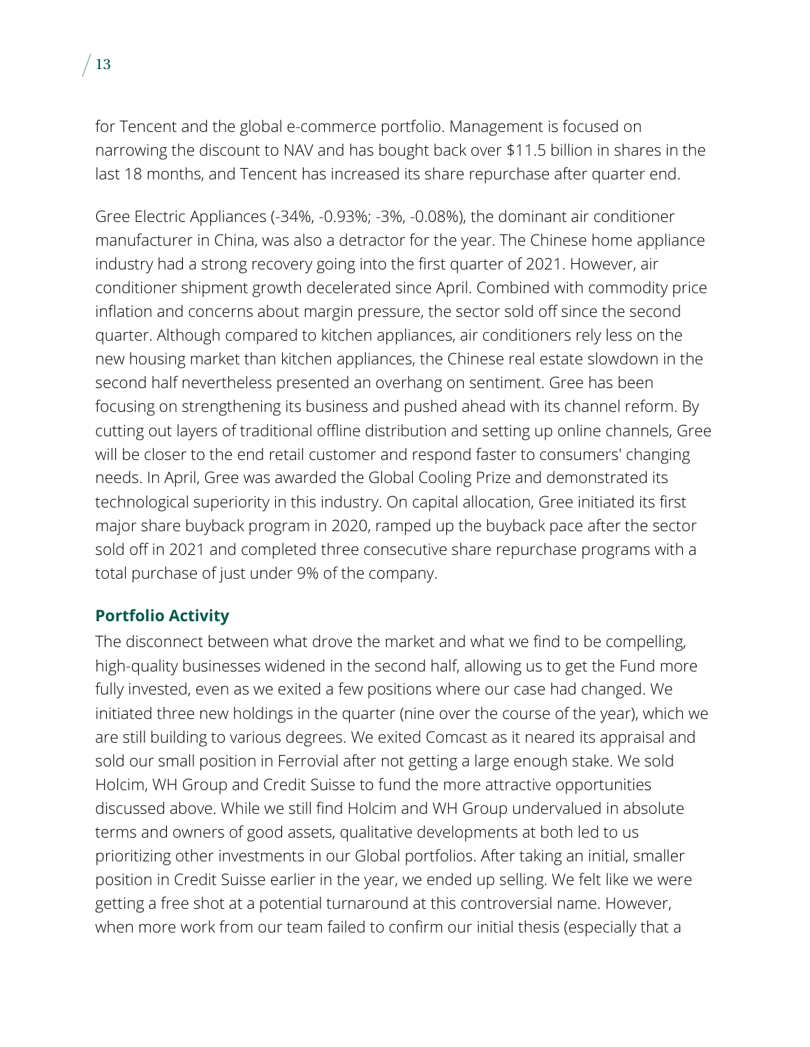for Tencent and the global e-commerce portfolio. Management is focused on narrowing the discount to NAV and has bought back over $11.5 billion in shares in the last 18 months, and Tencent has increased its share repurchase after quarter end.

Gree Electric Appliances (-34%, -0.93%; -3%, -0.08%), the dominant air conditioner manufacturer in China, was also a detractor for the year. The Chinese home appliance industry had a strong recovery going into the first quarter of 2021. However, air conditioner shipment growth decelerated since April. Combined with commodity price inflation and concerns about margin pressure, the sector sold off since the second quarter. Although compared to kitchen appliances, air conditioners rely less on the new housing market than kitchen appliances, the Chinese real estate slowdown in the second half nevertheless presented an overhang on sentiment. Gree has been focusing on strengthening its business and pushed ahead with its channel reform. By cutting out layers of traditional offline distribution and setting up online channels, Gree will be closer to the end retail customer and respond faster to consumers' changing needs. In April, Gree was awarded the Global Cooling Prize and demonstrated its technological superiority in this industry. On capital allocation, Gree initiated its first major share buyback program in 2020, ramped up the buyback pace after the sector sold off in 2021 and completed three consecutive share repurchase programs with a total purchase of just under 9% of the company.

## Portfolio Activity

The disconnect between what drove the market and what we find to be compelling, high-quality businesses widened in the second half, allowing us to get the Fund more fully invested, even as we exited a few positions where our case had changed. We initiated three new holdings in the quarter (nine over the course of the year), which we are still building to various degrees. We exited Comcast as it neared its appraisal and sold our small position in Ferrovial after not getting a large enough stake. We sold Holcim, WH Group and Credit Suisse to fund the more attractive opportunities discussed above. While we still find Holcim and WH Group undervalued in absolute terms and owners of good assets, qualitative developments at both led to us prioritizing other investments in our Global portfolios. After taking an initial, smaller position in Credit Suisse earlier in the year, we ended up selling. We felt like we were getting a free shot at a potential turnaround at this controversial name. However, when more work from our team failed to confirm our initial thesis (especially that a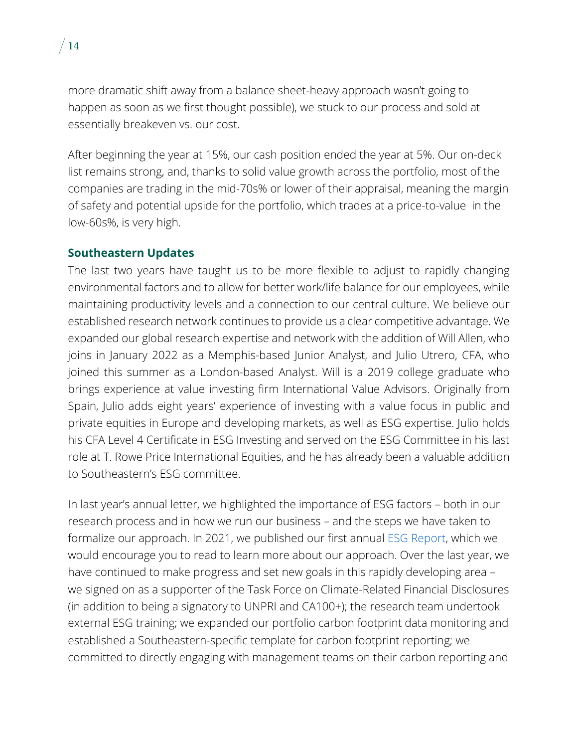more dramatic shift away from a balance sheet-heavy approach wasn't going to happen as soon as we first thought possible), we stuck to our process and sold at essentially breakeven vs. our cost.

After beginning the year at 15%, our cash position ended the year at 5%. Our on-deck list remains strong, and, thanks to solid value growth across the portfolio, most of the companies are trading in the mid-70s% or lower of their appraisal, meaning the margin of safety and potential upside for the portfolio, which trades at a price-to-value in the low-60s%, is very high.

**Southeastern Updates**

The last two years have taught us to be more flexible to adjust to rapidly changing environmental factors and to allow for better work/life balance for our employees, while maintaining productivity levels and a connection to our central culture. We believe our established research network continues to provide us a clear competitive advantage. We expanded our global research expertise and network with the addition of Will Allen, who joins in January 2022 as a Memphis-based Junior Analyst, and Julio Utrero, CFA, who joined this summer as a London-based Analyst. Will is a 2019 college graduate who brings experience at value investing firm International Value Advisors. Originally from Spain, Julio adds eight years' experience of investing with a value focus in public and private equities in Europe and developing markets, as well as ESG expertise. Julio holds his CFA Level 4 Certificate in ESG Investing and served on the ESG Committee in his last role at T. Rowe Price International Equities, and he has already been a valuable addition to Southeastern's ESG committee.

In last year's annual letter, we highlighted the importance of ESG factors – both in our research process and in how we run our business – and the steps we have taken to formalize our approach. In 2021, we published our first annual ESG Report, which we would encourage you to read to learn more about our approach. Over the last year, we have continued to make progress and set new goals in this rapidly developing area – we signed on as a supporter of the Task Force on Climate-Related Financial Disclosures (in addition to being a signatory to UNPRI and CA100+); the research team undertook external ESG training; we expanded our portfolio carbon footprint data monitoring and established a Southeastern-specific template for carbon footprint reporting; we committed to directly engaging with management teams on their carbon reporting and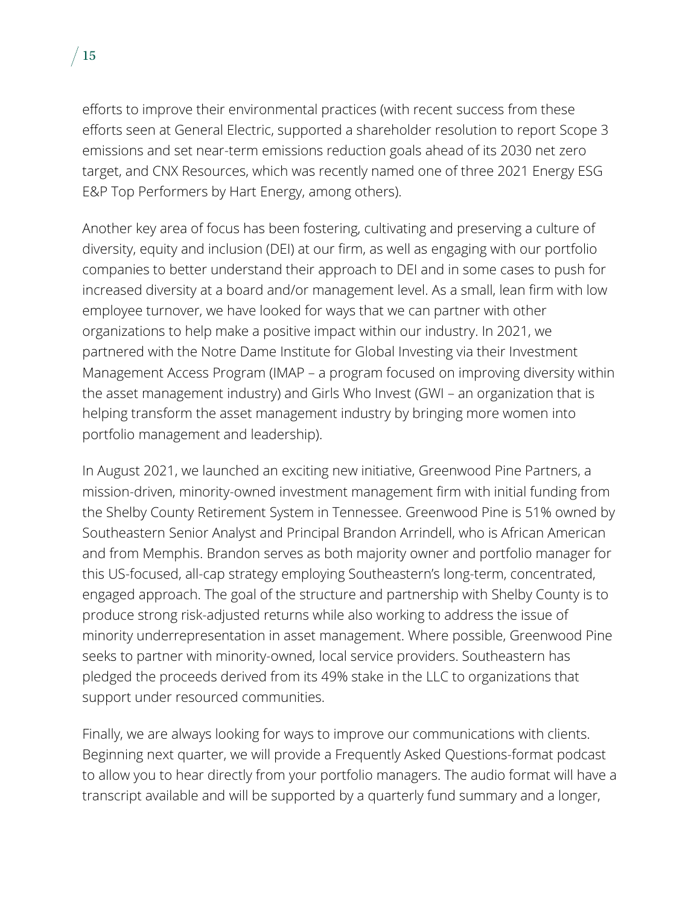efforts to improve their environmental practices (with recent success from these efforts seen at General Electric, supported a shareholder resolution to report Scope 3 emissions and set near-term emissions reduction goals ahead of its 2030 net zero target, and CNX Resources, which was recently named one of three 2021 Energy ESG E&P Top Performers by Hart Energy, among others).

Another key area of focus has been fostering, cultivating and preserving a culture of diversity, equity and inclusion (DEI) at our firm, as well as engaging with our portfolio companies to better understand their approach to DEI and in some cases to push for increased diversity at a board and/or management level. As a small, lean firm with low employee turnover, we have looked for ways that we can partner with other organizations to help make a positive impact within our industry. In 2021, we partnered with the Notre Dame Institute for Global Investing via their Investment Management Access Program (IMAP – a program focused on improving diversity within the asset management industry) and Girls Who Invest (GWI – an organization that is helping transform the asset management industry by bringing more women into portfolio management and leadership).

In August 2021, we launched an exciting new initiative, Greenwood Pine Partners, a mission-driven, minority-owned investment management firm with initial funding from the Shelby County Retirement System in Tennessee. Greenwood Pine is 51% owned by Southeastern Senior Analyst and Principal Brandon Arrindell, who is African American and from Memphis. Brandon serves as both majority owner and portfolio manager for this US-focused, all-cap strategy employing Southeastern's long-term, concentrated, engaged approach. The goal of the structure and partnership with Shelby County is to produce strong risk-adjusted returns while also working to address the issue of minority underrepresentation in asset management. Where possible, Greenwood Pine seeks to partner with minority-owned, local service providers. Southeastern has pledged the proceeds derived from its 49% stake in the LLC to organizations that support under resourced communities.

Finally, we are always looking for ways to improve our communications with clients. Beginning next quarter, we will provide a Frequently Asked Questions-format podcast to allow you to hear directly from your portfolio managers. The audio format will have a transcript available and will be supported by a quarterly fund summary and a longer,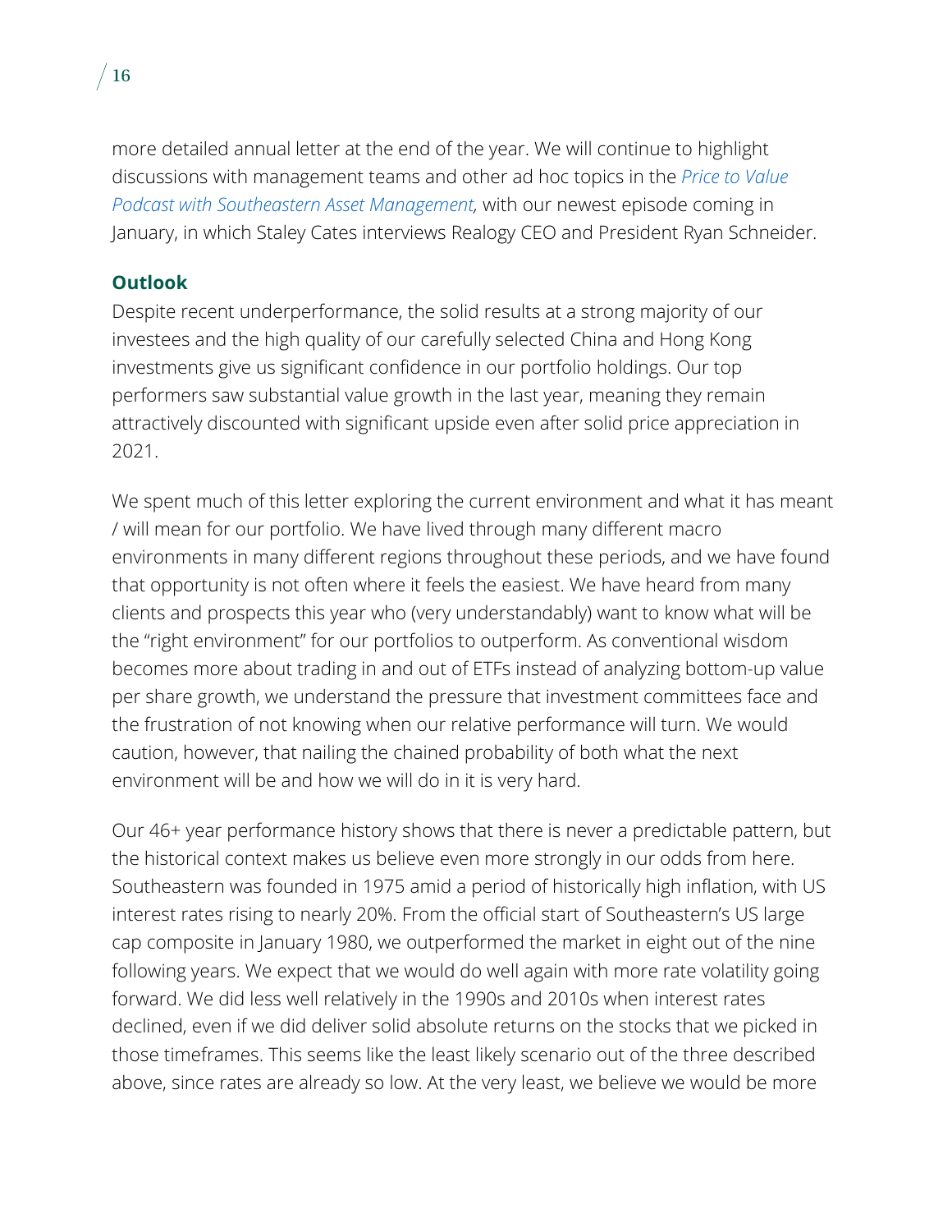more detailed annual letter at the end of the year. We will continue to highlight discussions with management teams and other ad hoc topics in the *Price to Value Podcast with Southeastern Asset Management,* with our newest episode coming in January, in which Staley Cates interviews Realogy CEO and President Ryan Schneider.

## Outlook

Despite recent underperformance, the solid results at a strong majority of our investees and the high quality of our carefully selected China and Hong Kong investments give us significant confidence in our portfolio holdings. Our top performers saw substantial value growth in the last year, meaning they remain attractively discounted with significant upside even after solid price appreciation in 2021.

We spent much of this letter exploring the current environment and what it has meant / will mean for our portfolio. We have lived through many different macro environments in many different regions throughout these periods, and we have found that opportunity is not often where it feels the easiest. We have heard from many clients and prospects this year who (very understandably) want to know what will be the "right environment" for our portfolios to outperform. As conventional wisdom becomes more about trading in and out of ETFs instead of analyzing bottom-up value per share growth, we understand the pressure that investment committees face and the frustration of not knowing when our relative performance will turn. We would caution, however, that nailing the chained probability of both what the next environment will be and how we will do in it is very hard.

Our 46+ year performance history shows that there is never a predictable pattern, but the historical context makes us believe even more strongly in our odds from here. Southeastern was founded in 1975 amid a period of historically high inflation, with US interest rates rising to nearly 20%. From the official start of Southeastern's US large cap composite in January 1980, we outperformed the market in eight out of the nine following years. We expect that we would do well again with more rate volatility going forward. We did less well relatively in the 1990s and 2010s when interest rates declined, even if we did deliver solid absolute returns on the stocks that we picked in those timeframes. This seems like the least likely scenario out of the three described above, since rates are already so low. At the very least, we believe we would be more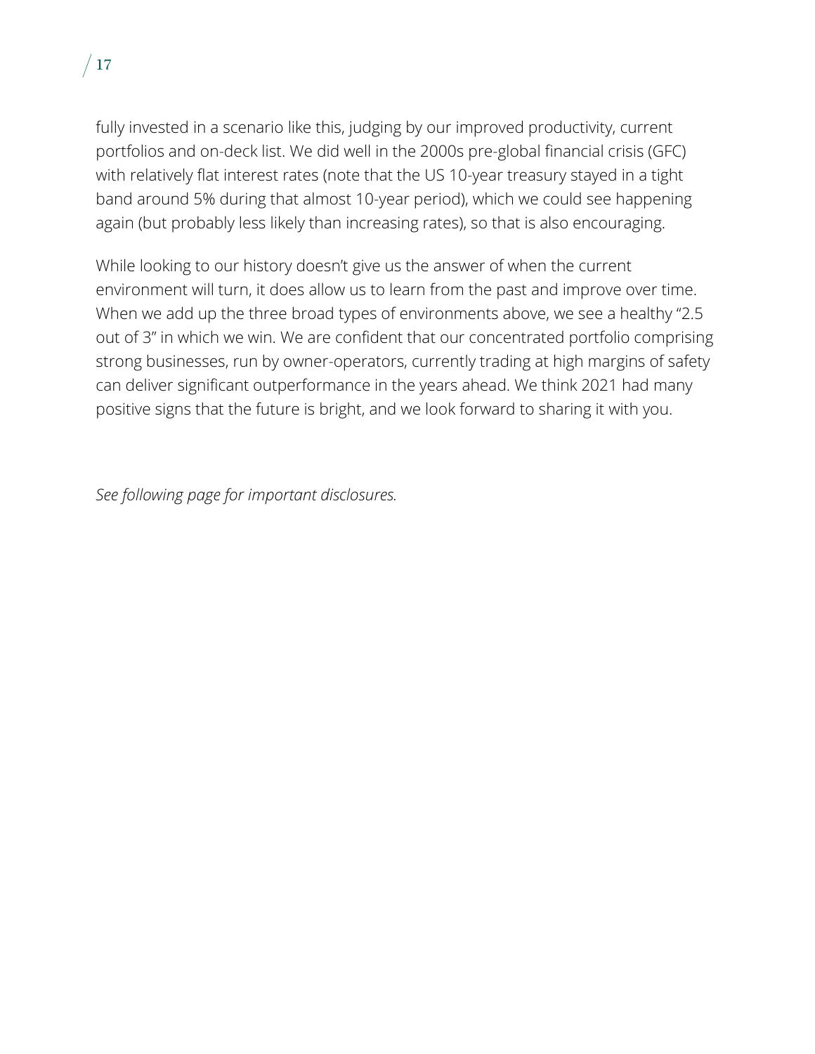fully invested in a scenario like this, judging by our improved productivity, current portfolios and on-deck list. We did well in the 2000s pre-global financial crisis (GFC) with relatively flat interest rates (note that the US 10-year treasury stayed in a tight band around 5% during that almost 10-year period), which we could see happening again (but probably less likely than increasing rates), so that is also encouraging.

While looking to our history doesn't give us the answer of when the current environment will turn, it does allow us to learn from the past and improve over time. When we add up the three broad types of environments above, we see a healthy "2.5 out of 3" in which we win. We are confident that our concentrated portfolio comprising strong businesses, run by owner-operators, currently trading at high margins of safety can deliver significant outperformance in the years ahead. We think 2021 had many positive signs that the future is bright, and we look forward to sharing it with you.

*See following page for important disclosures.*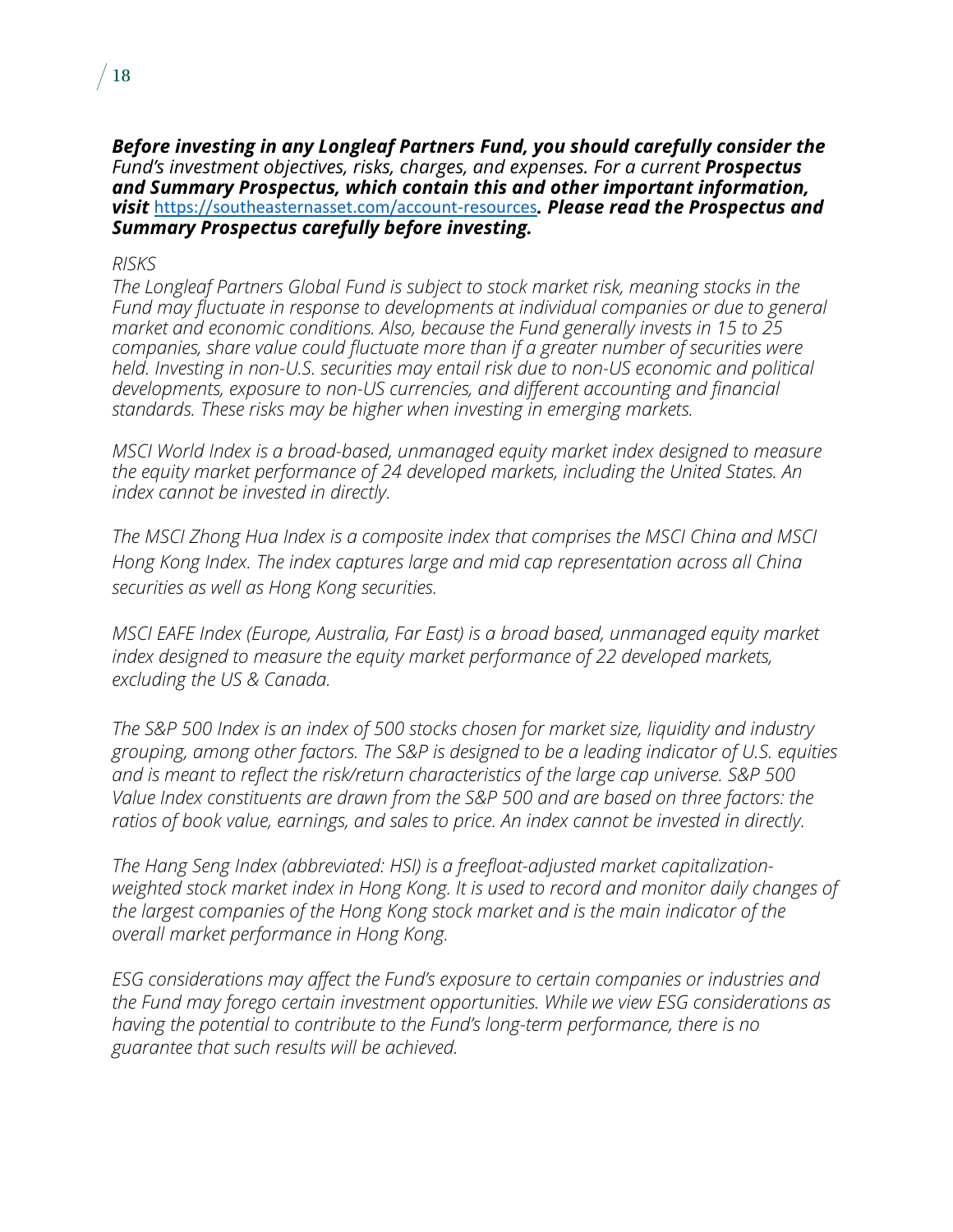***Before investing in any Longleaf Partners Fund, you should carefully consider the*** *Fund's investment objectives, risks, charges, and expenses. For a current* ***Prospectus and Summary Prospectus, which contain this and other important information, visit*** https://southeasternasset.com/account-resources***. Please read the Prospectus and Summary Prospectus carefully before investing.***

*RISKS*

*The Longleaf Partners Global Fund is subject to stock market risk, meaning stocks in the Fund may fluctuate in response to developments at individual companies or due to general market and economic conditions. Also, because the Fund generally invests in 15 to 25 companies, share value could fluctuate more than if a greater number of securities were held. Investing in non-U.S. securities may entail risk due to non-US economic and political developments, exposure to non-US currencies, and different accounting and financial standards. These risks may be higher when investing in emerging markets.*

*MSCI World Index is a broad-based, unmanaged equity market index designed to measure the equity market performance of 24 developed markets, including the United States. An index cannot be invested in directly.*

*The MSCI Zhong Hua Index is a composite index that comprises the MSCI China and MSCI Hong Kong Index. The index captures large and mid cap representation across all China securities as well as Hong Kong securities.*

*MSCI EAFE Index (Europe, Australia, Far East) is a broad based, unmanaged equity market index designed to measure the equity market performance of 22 developed markets, excluding the US & Canada.*

*The S&P 500 Index is an index of 500 stocks chosen for market size, liquidity and industry grouping, among other factors. The S&P is designed to be a leading indicator of U.S. equities and is meant to reflect the risk/return characteristics of the large cap universe. S&P 500 Value Index constituents are drawn from the S&P 500 and are based on three factors: the ratios of book value, earnings, and sales to price. An index cannot be invested in directly.*

*The Hang Seng Index (abbreviated: HSI) is a freefloat-adjusted market capitalization-weighted stock market index in Hong Kong. It is used to record and monitor daily changes of the largest companies of the Hong Kong stock market and is the main indicator of the overall market performance in Hong Kong.*

*ESG considerations may affect the Fund's exposure to certain companies or industries and the Fund may forego certain investment opportunities. While we view ESG considerations as having the potential to contribute to the Fund's long-term performance, there is no guarantee that such results will be achieved.*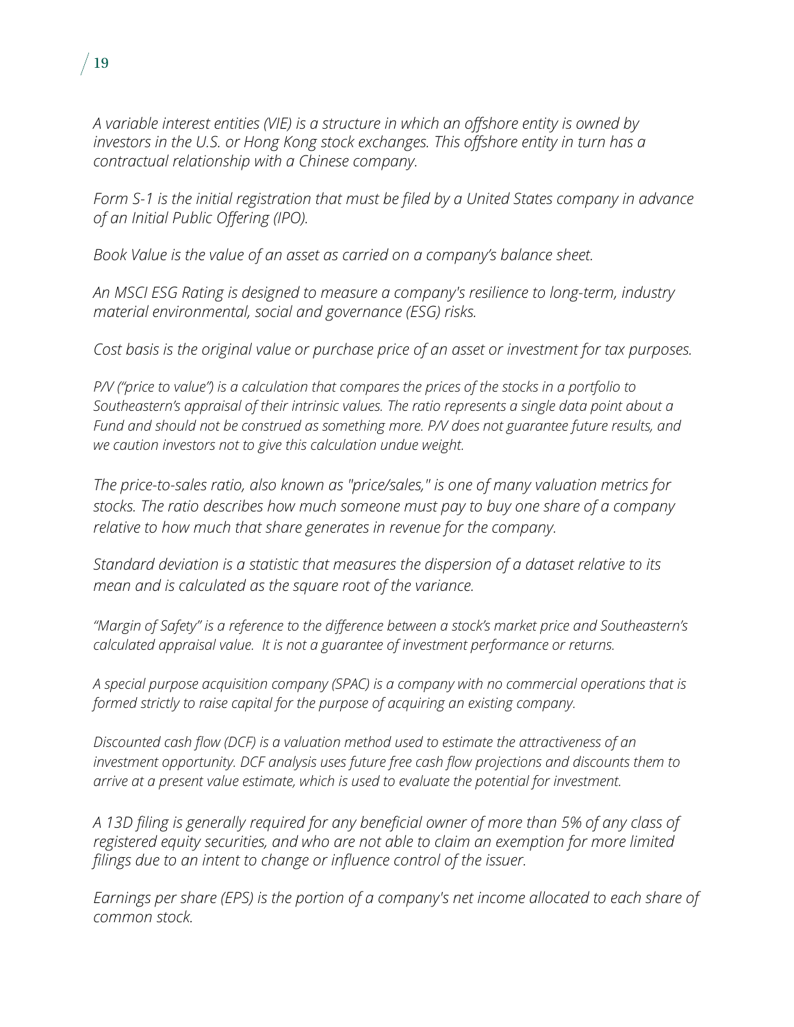*A variable interest entities (VIE) is a structure in which an offshore entity is owned by investors in the U.S. or Hong Kong stock exchanges. This offshore entity in turn has a contractual relationship with a Chinese company.*

*Form S-1 is the initial registration that must be filed by a United States company in advance of an Initial Public Offering (IPO).*

*Book Value is the value of an asset as carried on a company's balance sheet.*

*An MSCI ESG Rating is designed to measure a company's resilience to long-term, industry material environmental, social and governance (ESG) risks.*

*Cost basis is the original value or purchase price of an asset or investment for tax purposes.*

*P/V ("price to value") is a calculation that compares the prices of the stocks in a portfolio to Southeastern's appraisal of their intrinsic values. The ratio represents a single data point about a Fund and should not be construed as something more. P/V does not guarantee future results, and we caution investors not to give this calculation undue weight.*

*The price-to-sales ratio, also known as "price/sales," is one of many valuation metrics for stocks. The ratio describes how much someone must pay to buy one share of a company relative to how much that share generates in revenue for the company.*

*Standard deviation is a statistic that measures the dispersion of a dataset relative to its mean and is calculated as the square root of the variance.*

*"Margin of Safety" is a reference to the difference between a stock's market price and Southeastern's calculated appraisal value. It is not a guarantee of investment performance or returns.*

*A special purpose acquisition company (SPAC) is a company with no commercial operations that is formed strictly to raise capital for the purpose of acquiring an existing company.*

*Discounted cash flow (DCF) is a valuation method used to estimate the attractiveness of an investment opportunity. DCF analysis uses future free cash flow projections and discounts them to arrive at a present value estimate, which is used to evaluate the potential for investment.*

*A 13D filing is generally required for any beneficial owner of more than 5% of any class of registered equity securities, and who are not able to claim an exemption for more limited filings due to an intent to change or influence control of the issuer.*

*Earnings per share (EPS) is the portion of a company's net income allocated to each share of common stock.*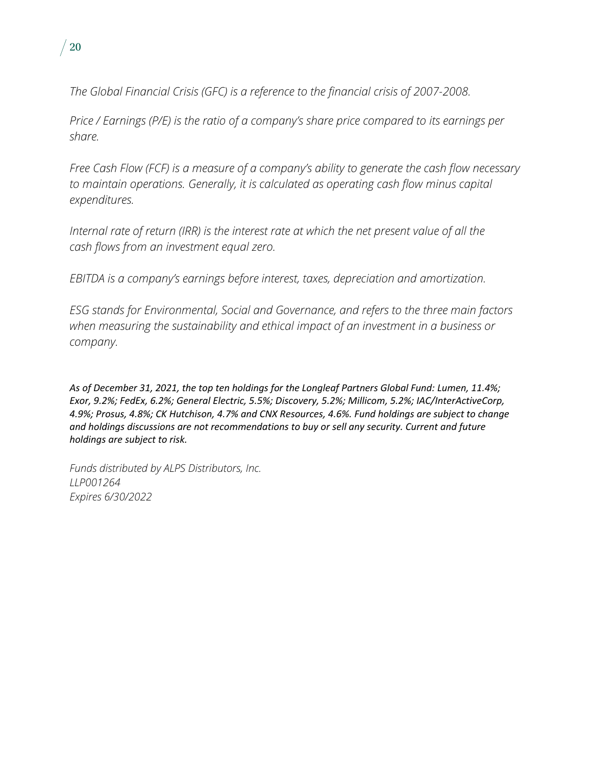*The Global Financial Crisis (GFC) is a reference to the financial crisis of 2007-2008.*

*Price / Earnings (P/E) is the ratio of a company's share price compared to its earnings per share.*

*Free Cash Flow (FCF) is a measure of a company's ability to generate the cash flow necessary to maintain operations. Generally, it is calculated as operating cash flow minus capital expenditures.*

*Internal rate of return (IRR) is the interest rate at which the net present value of all the cash flows from an investment equal zero.*

*EBITDA is a company's earnings before interest, taxes, depreciation and amortization.*

*ESG stands for Environmental, Social and Governance, and refers to the three main factors when measuring the sustainability and ethical impact of an investment in a business or company.*

***As of December 31, 2021, the top ten holdings for the Longleaf Partners Global Fund: Lumen, 11.4%; Exor, 9.2%; FedEx, 6.2%; General Electric, 5.5%; Discovery, 5.2%; Millicom, 5.2%; IAC/InterActiveCorp, 4.9%; Prosus, 4.8%; CK Hutchison, 4.7% and CNX Resources, 4.6%. Fund holdings are subject to change and holdings discussions are not recommendations to buy or sell any security. Current and future holdings are subject to risk.***

*Funds distributed by ALPS Distributors, Inc.*
*LLP001264*
*Expires 6/30/2022*